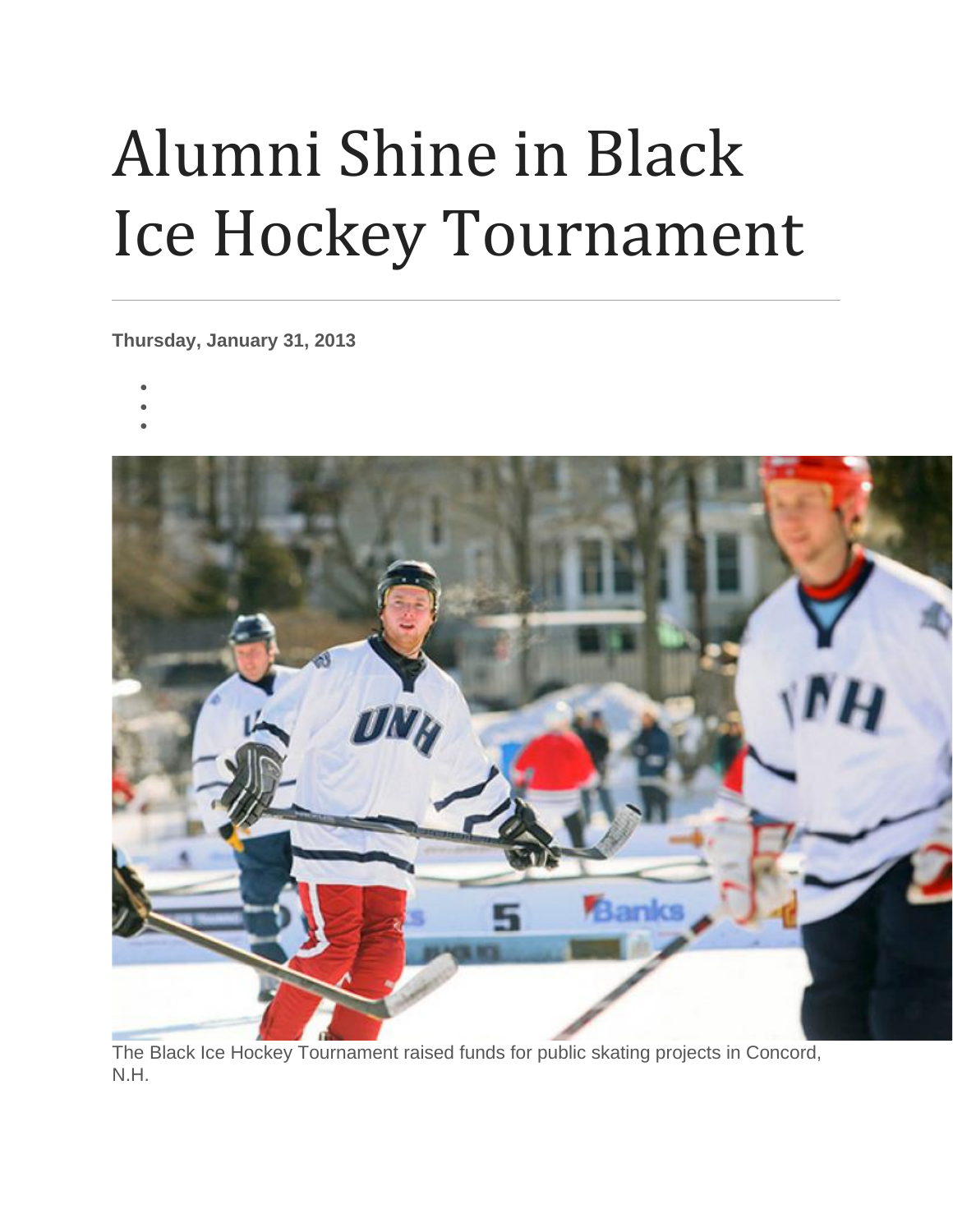# Alumni Shine in Black Ice Hockey Tournament

**Thursday, January 31, 2013**

The Black Ice Hockey Tournament raised funds for public skating projects in Concord, N.H.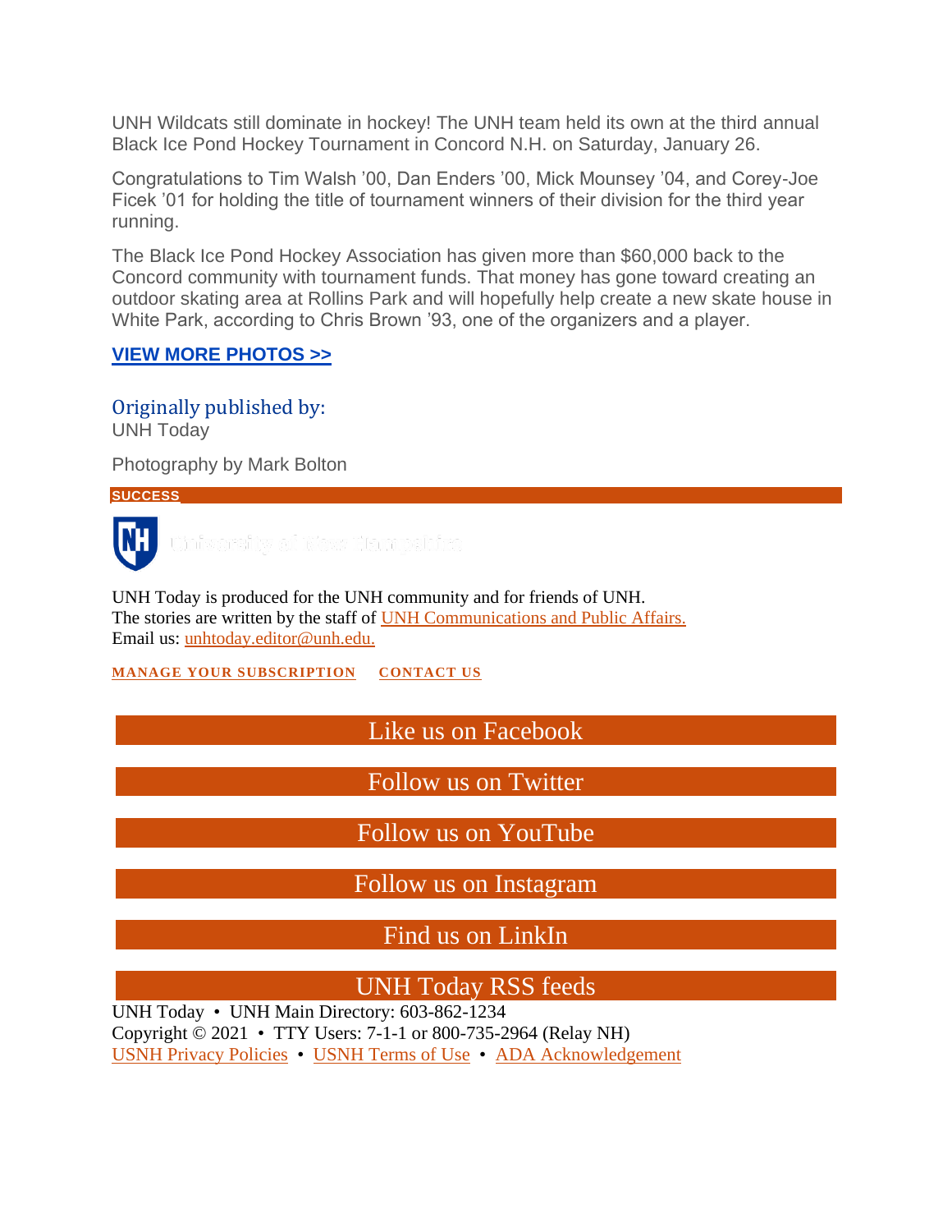UNH Wildcats still dominate in hockey! The UNH team held its own at the third annual Black Ice Pond Hockey Tournament in Concord N.H. on Saturday, January 26.

Congratulations to Tim Walsh ’00, Dan Enders ’00, Mick Mounsey ’04, and Corey-Joe Ficek ’01 for holding the title of tournament winners of their division for the third year running.

The Black Ice Pond Hockey Association has given more than $60,000 back to the Concord community with tournament funds. That money has gone toward creating an outdoor skating area at Rollins Park and will hopefully help create a new skate house in White Park, according to Chris Brown ’93, one of the organizers and a player.

**VIEW MORE PHOTOS >>**

### Originally published by:

UNH Today

Photography by Mark Bolton

**SUCCESS**

University of New Hampshire

UNH Today is produced for the UNH community and for friends of UNH.
The stories are written by the staff of UNH Communications and Public Affairs.
Email us: unhtoday.editor@unh.edu.

**MANAGE YOUR SUBSCRIPTION** **CONTACT US**

Like us on Facebook

Follow us on Twitter

Follow us on YouTube

Follow us on Instagram

Find us on LinkIn

UNH Today RSS feeds

UNH Today • UNH Main Directory: 603-862-1234
Copyright © 2021 • TTY Users: 7-1-1 or 800-735-2964 (Relay NH)
USNH Privacy Policies • USNH Terms of Use • ADA Acknowledgement